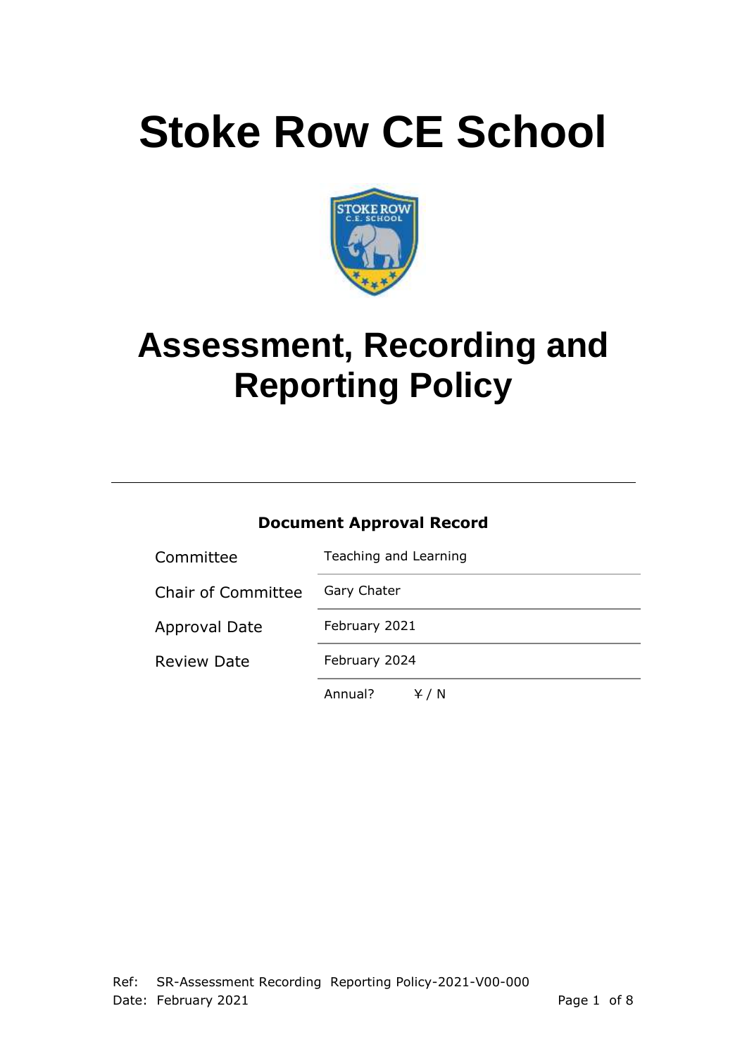# Stoke Row CE School

# Assessment, Recording and Reporting Policy

---

**Document Approval Record**

| Committee | Teaching and Learning |
|---|---|
| Chair of Committee | Gary Chater |
| Approval Date | February 2021 |
| Review Date | February 2024 |
| | Annual? Y / N |

Ref: SR-Assessment Recording Reporting Policy-2021-V00-000
Date: February 2021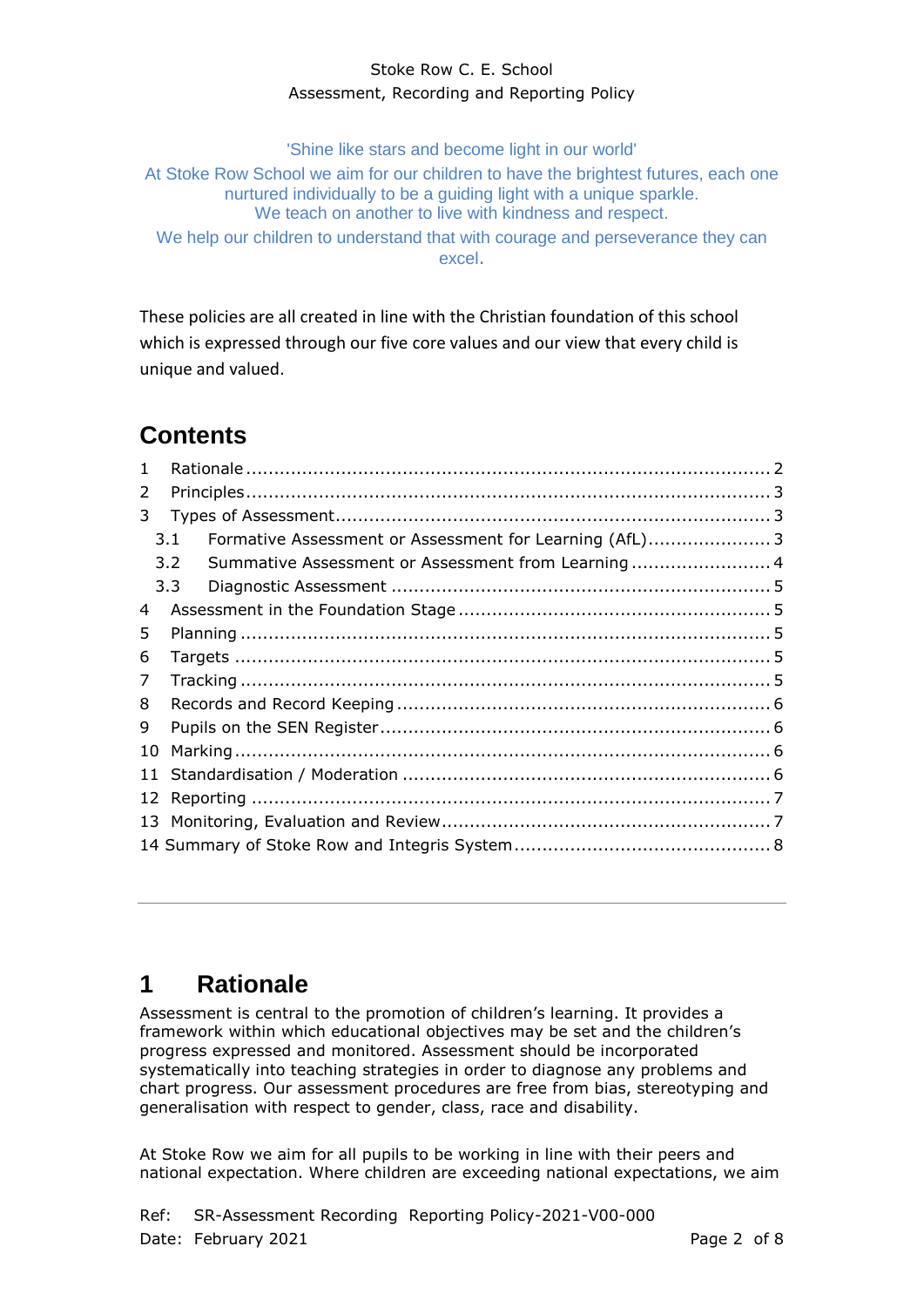Stoke Row C. E. School
Assessment, Recording and Reporting Policy

'Shine like stars and become light in our world'
At Stoke Row School we aim for our children to have the brightest futures, each one nurtured individually to be a guiding light with a unique sparkle.
We teach on another to live with kindness and respect.
We help our children to understand that with courage and perseverance they can excel.

These policies are all created in line with the Christian foundation of this school which is expressed through our five core values and our view that every child is unique and valued.

## Contents

1 Rationale ..... 2
2 Principles ..... 3
3 Types of Assessment ..... 3
  3.1 Formative Assessment or Assessment for Learning (AfL) ..... 3
  3.2 Summative Assessment or Assessment from Learning ..... 4
  3.3 Diagnostic Assessment ..... 5
4 Assessment in the Foundation Stage ..... 5
5 Planning ..... 5
6 Targets ..... 5
7 Tracking ..... 5
8 Records and Record Keeping ..... 6
9 Pupils on the SEN Register ..... 6
10 Marking ..... 6
11 Standardisation / Moderation ..... 6
12 Reporting ..... 7
13 Monitoring, Evaluation and Review ..... 7
14 Summary of Stoke Row and Integris System ..... 8

---

# 1 Rationale

Assessment is central to the promotion of children's learning. It provides a framework within which educational objectives may be set and the children's progress expressed and monitored. Assessment should be incorporated systematically into teaching strategies in order to diagnose any problems and chart progress. Our assessment procedures are free from bias, stereotyping and generalisation with respect to gender, class, race and disability.

At Stoke Row we aim for all pupils to be working in line with their peers and national expectation. Where children are exceeding national expectations, we aim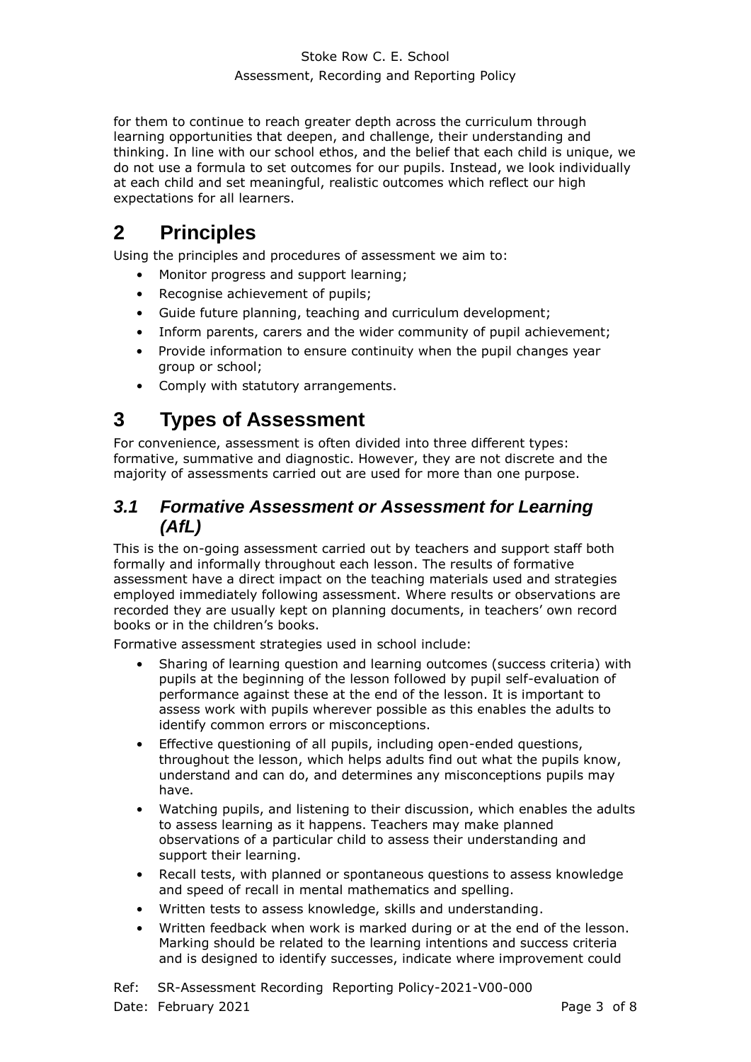for them to continue to reach greater depth across the curriculum through learning opportunities that deepen, and challenge, their understanding and thinking. In line with our school ethos, and the belief that each child is unique, we do not use a formula to set outcomes for our pupils. Instead, we look individually at each child and set meaningful, realistic outcomes which reflect our high expectations for all learners.

# 2 Principles

Using the principles and procedures of assessment we aim to:

- Monitor progress and support learning;
- Recognise achievement of pupils;
- Guide future planning, teaching and curriculum development;
- Inform parents, carers and the wider community of pupil achievement;
- Provide information to ensure continuity when the pupil changes year group or school;
- Comply with statutory arrangements.

# 3 Types of Assessment

For convenience, assessment is often divided into three different types: formative, summative and diagnostic. However, they are not discrete and the majority of assessments carried out are used for more than one purpose.

## *3.1 Formative Assessment or Assessment for Learning (AfL)*

This is the on-going assessment carried out by teachers and support staff both formally and informally throughout each lesson. The results of formative assessment have a direct impact on the teaching materials used and strategies employed immediately following assessment. Where results or observations are recorded they are usually kept on planning documents, in teachers' own record books or in the children's books.

Formative assessment strategies used in school include:

- Sharing of learning question and learning outcomes (success criteria) with pupils at the beginning of the lesson followed by pupil self-evaluation of performance against these at the end of the lesson. It is important to assess work with pupils wherever possible as this enables the adults to identify common errors or misconceptions.
- Effective questioning of all pupils, including open-ended questions, throughout the lesson, which helps adults find out what the pupils know, understand and can do, and determines any misconceptions pupils may have.
- Watching pupils, and listening to their discussion, which enables the adults to assess learning as it happens. Teachers may make planned observations of a particular child to assess their understanding and support their learning.
- Recall tests, with planned or spontaneous questions to assess knowledge and speed of recall in mental mathematics and spelling.
- Written tests to assess knowledge, skills and understanding.
- Written feedback when work is marked during or at the end of the lesson. Marking should be related to the learning intentions and success criteria and is designed to identify successes, indicate where improvement could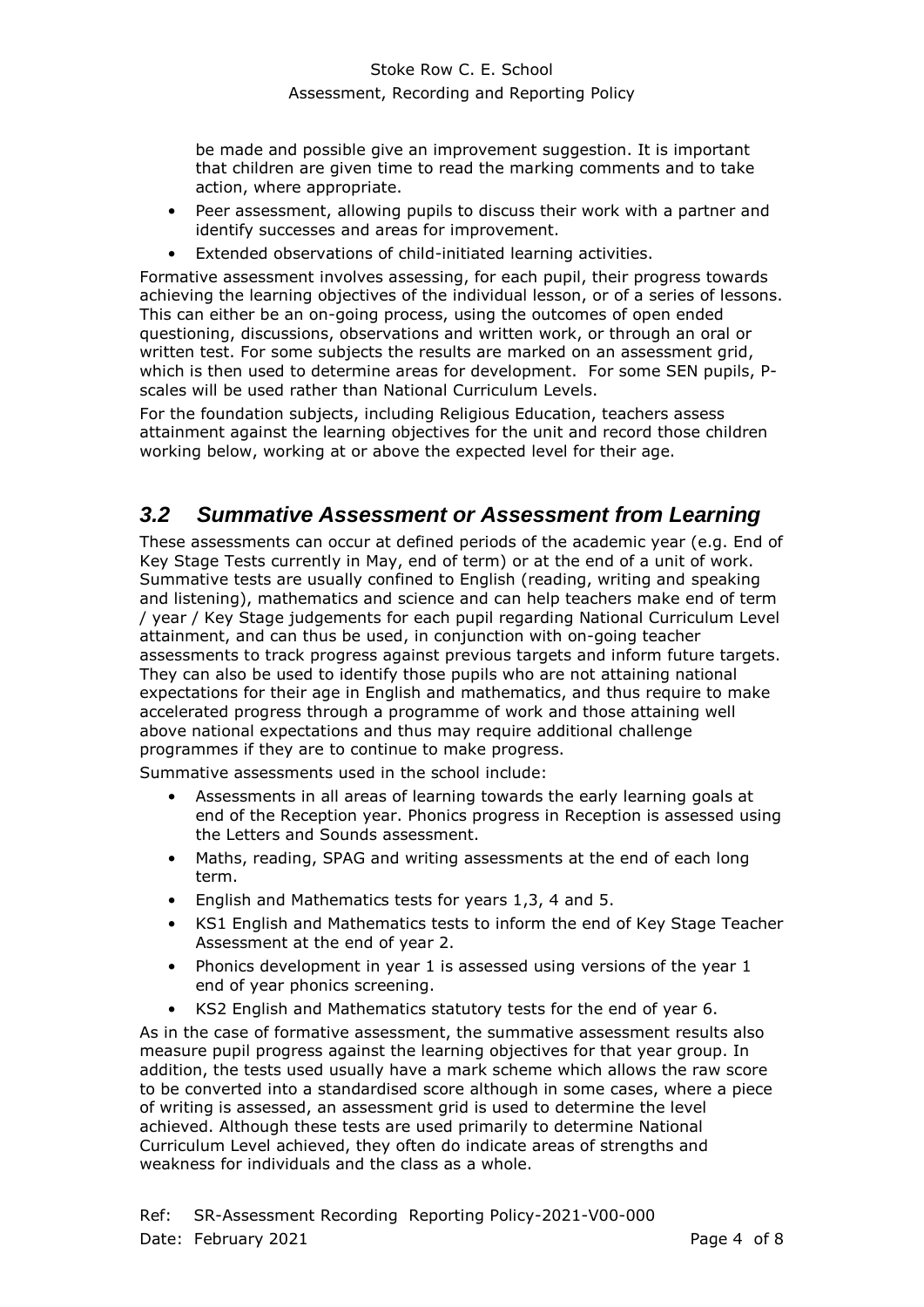be made and possible give an improvement suggestion. It is important that children are given time to read the marking comments and to take action, where appropriate.

- Peer assessment, allowing pupils to discuss their work with a partner and identify successes and areas for improvement.
- Extended observations of child-initiated learning activities.

Formative assessment involves assessing, for each pupil, their progress towards achieving the learning objectives of the individual lesson, or of a series of lessons. This can either be an on-going process, using the outcomes of open ended questioning, discussions, observations and written work, or through an oral or written test. For some subjects the results are marked on an assessment grid, which is then used to determine areas for development. For some SEN pupils, P-scales will be used rather than National Curriculum Levels.

For the foundation subjects, including Religious Education, teachers assess attainment against the learning objectives for the unit and record those children working below, working at or above the expected level for their age.

## *3.2 Summative Assessment or Assessment from Learning*

These assessments can occur at defined periods of the academic year (e.g. End of Key Stage Tests currently in May, end of term) or at the end of a unit of work. Summative tests are usually confined to English (reading, writing and speaking and listening), mathematics and science and can help teachers make end of term / year / Key Stage judgements for each pupil regarding National Curriculum Level attainment, and can thus be used, in conjunction with on-going teacher assessments to track progress against previous targets and inform future targets. They can also be used to identify those pupils who are not attaining national expectations for their age in English and mathematics, and thus require to make accelerated progress through a programme of work and those attaining well above national expectations and thus may require additional challenge programmes if they are to continue to make progress.

Summative assessments used in the school include:

- Assessments in all areas of learning towards the early learning goals at end of the Reception year. Phonics progress in Reception is assessed using the Letters and Sounds assessment.
- Maths, reading, SPAG and writing assessments at the end of each long term.
- English and Mathematics tests for years 1,3, 4 and 5.
- KS1 English and Mathematics tests to inform the end of Key Stage Teacher Assessment at the end of year 2.
- Phonics development in year 1 is assessed using versions of the year 1 end of year phonics screening.
- KS2 English and Mathematics statutory tests for the end of year 6.

As in the case of formative assessment, the summative assessment results also measure pupil progress against the learning objectives for that year group. In addition, the tests used usually have a mark scheme which allows the raw score to be converted into a standardised score although in some cases, where a piece of writing is assessed, an assessment grid is used to determine the level achieved. Although these tests are used primarily to determine National Curriculum Level achieved, they often do indicate areas of strengths and weakness for individuals and the class as a whole.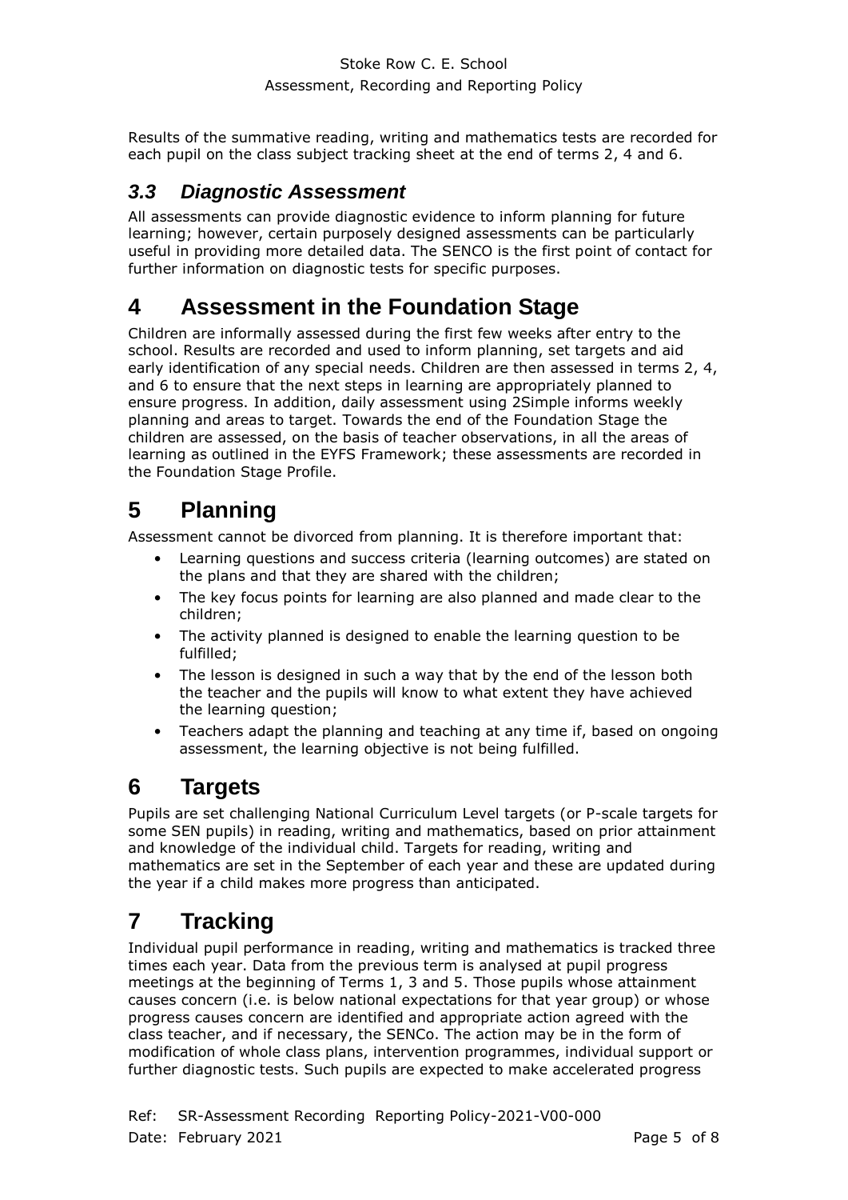Results of the summative reading, writing and mathematics tests are recorded for each pupil on the class subject tracking sheet at the end of terms 2, 4 and 6.

### *3.3 Diagnostic Assessment*

All assessments can provide diagnostic evidence to inform planning for future learning; however, certain purposely designed assessments can be particularly useful in providing more detailed data. The SENCO is the first point of contact for further information on diagnostic tests for specific purposes.

## 4 Assessment in the Foundation Stage

Children are informally assessed during the first few weeks after entry to the school. Results are recorded and used to inform planning, set targets and aid early identification of any special needs. Children are then assessed in terms 2, 4, and 6 to ensure that the next steps in learning are appropriately planned to ensure progress. In addition, daily assessment using 2Simple informs weekly planning and areas to target. Towards the end of the Foundation Stage the children are assessed, on the basis of teacher observations, in all the areas of learning as outlined in the EYFS Framework; these assessments are recorded in the Foundation Stage Profile.

## 5 Planning

Assessment cannot be divorced from planning. It is therefore important that:

- Learning questions and success criteria (learning outcomes) are stated on the plans and that they are shared with the children;
- The key focus points for learning are also planned and made clear to the children;
- The activity planned is designed to enable the learning question to be fulfilled;
- The lesson is designed in such a way that by the end of the lesson both the teacher and the pupils will know to what extent they have achieved the learning question;
- Teachers adapt the planning and teaching at any time if, based on ongoing assessment, the learning objective is not being fulfilled.

## 6 Targets

Pupils are set challenging National Curriculum Level targets (or P-scale targets for some SEN pupils) in reading, writing and mathematics, based on prior attainment and knowledge of the individual child. Targets for reading, writing and mathematics are set in the September of each year and these are updated during the year if a child makes more progress than anticipated.

## 7 Tracking

Individual pupil performance in reading, writing and mathematics is tracked three times each year. Data from the previous term is analysed at pupil progress meetings at the beginning of Terms 1, 3 and 5. Those pupils whose attainment causes concern (i.e. is below national expectations for that year group) or whose progress causes concern are identified and appropriate action agreed with the class teacher, and if necessary, the SENCo. The action may be in the form of modification of whole class plans, intervention programmes, individual support or further diagnostic tests. Such pupils are expected to make accelerated progress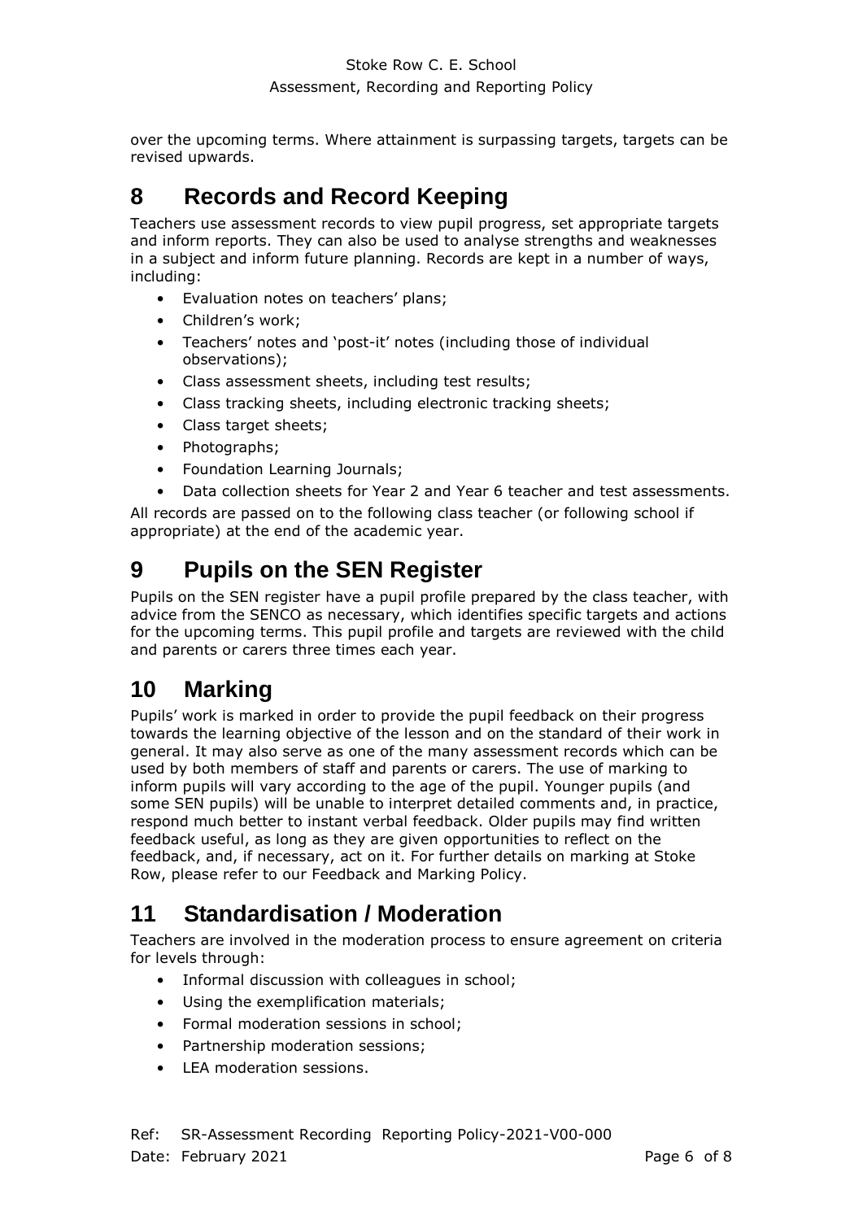over the upcoming terms. Where attainment is surpassing targets, targets can be revised upwards.

# 8 Records and Record Keeping

Teachers use assessment records to view pupil progress, set appropriate targets and inform reports. They can also be used to analyse strengths and weaknesses in a subject and inform future planning. Records are kept in a number of ways, including:

- Evaluation notes on teachers' plans;
- Children's work;
- Teachers' notes and 'post-it' notes (including those of individual observations);
- Class assessment sheets, including test results;
- Class tracking sheets, including electronic tracking sheets;
- Class target sheets;
- Photographs;
- Foundation Learning Journals;
- Data collection sheets for Year 2 and Year 6 teacher and test assessments.

All records are passed on to the following class teacher (or following school if appropriate) at the end of the academic year.

# 9 Pupils on the SEN Register

Pupils on the SEN register have a pupil profile prepared by the class teacher, with advice from the SENCO as necessary, which identifies specific targets and actions for the upcoming terms. This pupil profile and targets are reviewed with the child and parents or carers three times each year.

# 10 Marking

Pupils' work is marked in order to provide the pupil feedback on their progress towards the learning objective of the lesson and on the standard of their work in general. It may also serve as one of the many assessment records which can be used by both members of staff and parents or carers. The use of marking to inform pupils will vary according to the age of the pupil. Younger pupils (and some SEN pupils) will be unable to interpret detailed comments and, in practice, respond much better to instant verbal feedback. Older pupils may find written feedback useful, as long as they are given opportunities to reflect on the feedback, and, if necessary, act on it. For further details on marking at Stoke Row, please refer to our Feedback and Marking Policy.

# 11 Standardisation / Moderation

Teachers are involved in the moderation process to ensure agreement on criteria for levels through:

- Informal discussion with colleagues in school;
- Using the exemplification materials;
- Formal moderation sessions in school;
- Partnership moderation sessions;
- LEA moderation sessions.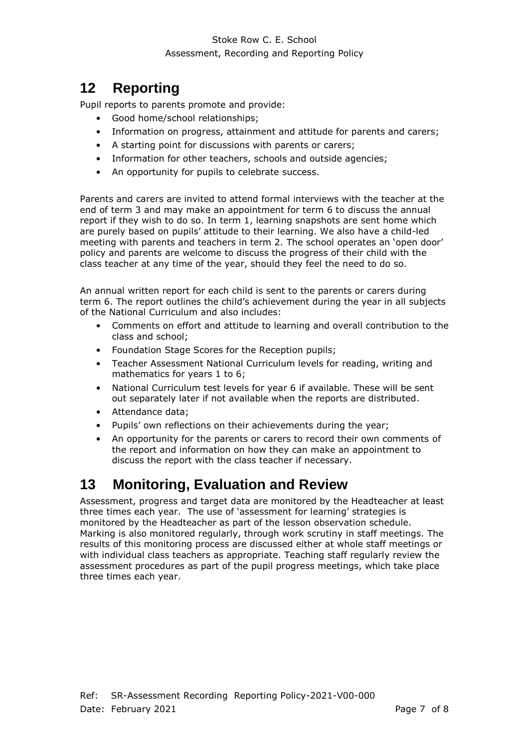## 12 Reporting

Pupil reports to parents promote and provide:

- Good home/school relationships;
- Information on progress, attainment and attitude for parents and carers;
- A starting point for discussions with parents or carers;
- Information for other teachers, schools and outside agencies;
- An opportunity for pupils to celebrate success.

Parents and carers are invited to attend formal interviews with the teacher at the end of term 3 and may make an appointment for term 6 to discuss the annual report if they wish to do so. In term 1, learning snapshots are sent home which are purely based on pupils' attitude to their learning. We also have a child-led meeting with parents and teachers in term 2. The school operates an 'open door' policy and parents are welcome to discuss the progress of their child with the class teacher at any time of the year, should they feel the need to do so.

An annual written report for each child is sent to the parents or carers during term 6. The report outlines the child's achievement during the year in all subjects of the National Curriculum and also includes:

- Comments on effort and attitude to learning and overall contribution to the class and school;
- Foundation Stage Scores for the Reception pupils;
- Teacher Assessment National Curriculum levels for reading, writing and mathematics for years 1 to 6;
- National Curriculum test levels for year 6 if available. These will be sent out separately later if not available when the reports are distributed.
- Attendance data;
- Pupils' own reflections on their achievements during the year;
- An opportunity for the parents or carers to record their own comments of the report and information on how they can make an appointment to discuss the report with the class teacher if necessary.

## 13 Monitoring, Evaluation and Review

Assessment, progress and target data are monitored by the Headteacher at least three times each year. The use of 'assessment for learning' strategies is monitored by the Headteacher as part of the lesson observation schedule. Marking is also monitored regularly, through work scrutiny in staff meetings. The results of this monitoring process are discussed either at whole staff meetings or with individual class teachers as appropriate. Teaching staff regularly review the assessment procedures as part of the pupil progress meetings, which take place three times each year.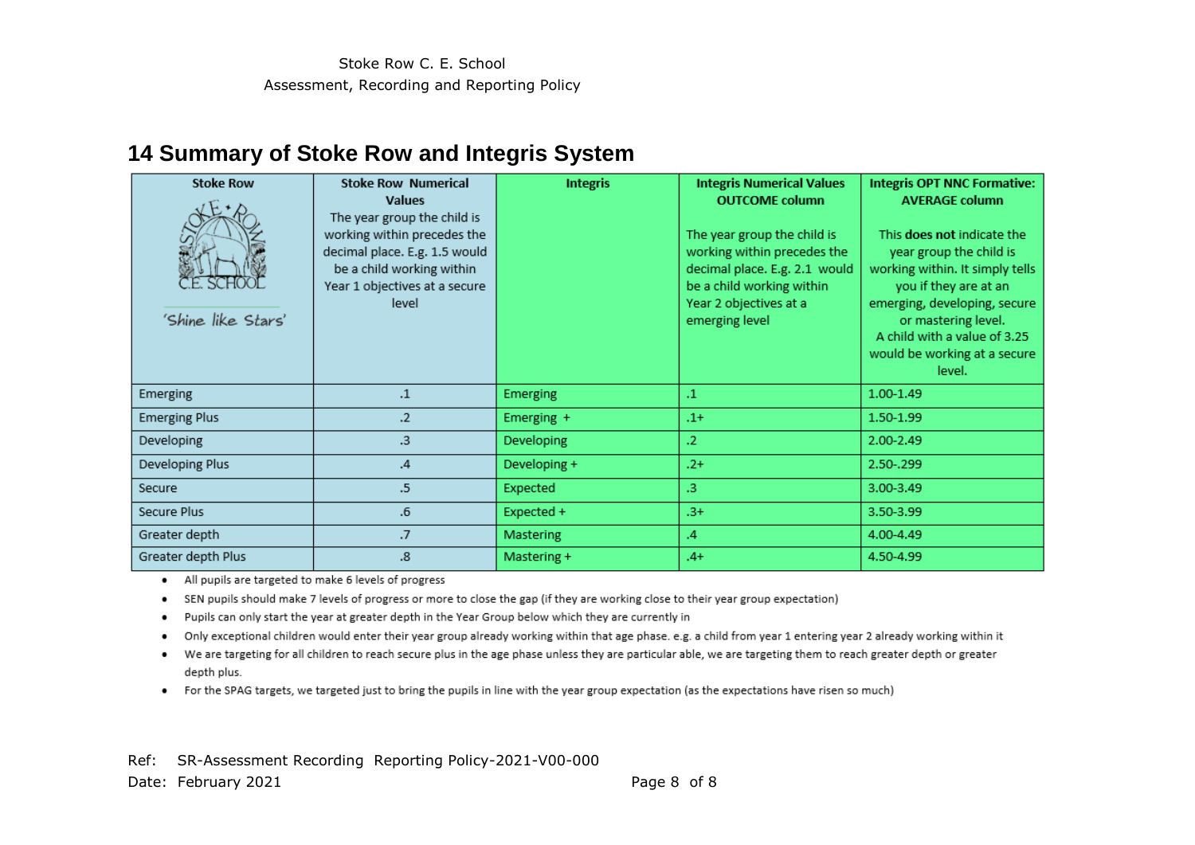## 14 Summary of Stoke Row and Integris System

| Stoke Row<br>C.E. SCHOOL<br>'Shine like Stars' | Stoke Row Numerical Values<br>The year group the child is working within precedes the decimal place. E.g. 1.5 would be a child working within Year 1 objectives at a secure level | Integris | Integris Numerical Values OUTCOME column<br>The year group the child is working within precedes the decimal place. E.g. 2.1 would be a child working within Year 2 objectives at a emerging level | Integris OPT NNC Formative: AVERAGE column<br>This **does not** indicate the year group the child is working within. It simply tells you if they are at an emerging, developing, secure or mastering level.<br>A child with a value of 3.25 would be working at a secure level. |
|---|---|---|---|---|
| Emerging | .1 | Emerging | .1 | 1.00-1.49 |
| Emerging Plus | .2 | Emerging + | .1+ | 1.50-1.99 |
| Developing | .3 | Developing | .2 | 2.00-2.49 |
| Developing Plus | .4 | Developing + | .2+ | 2.50-.299 |
| Secure | .5 | Expected | .3 | 3.00-3.49 |
| Secure Plus | .6 | Expected + | .3+ | 3.50-3.99 |
| Greater depth | .7 | Mastering | .4 | 4.00-4.49 |
| Greater depth Plus | .8 | Mastering + | .4+ | 4.50-4.99 |

- All pupils are targeted to make 6 levels of progress
- SEN pupils should make 7 levels of progress or more to close the gap (if they are working close to their year group expectation)
- Pupils can only start the year at greater depth in the Year Group below which they are currently in
- Only exceptional children would enter their year group already working within that age phase. e.g. a child from year 1 entering year 2 already working within it
- We are targeting for all children to reach secure plus in the age phase unless they are particular able, we are targeting them to reach greater depth or greater depth plus.
- For the SPAG targets, we targeted just to bring the pupils in line with the year group expectation (as the expectations have risen so much)